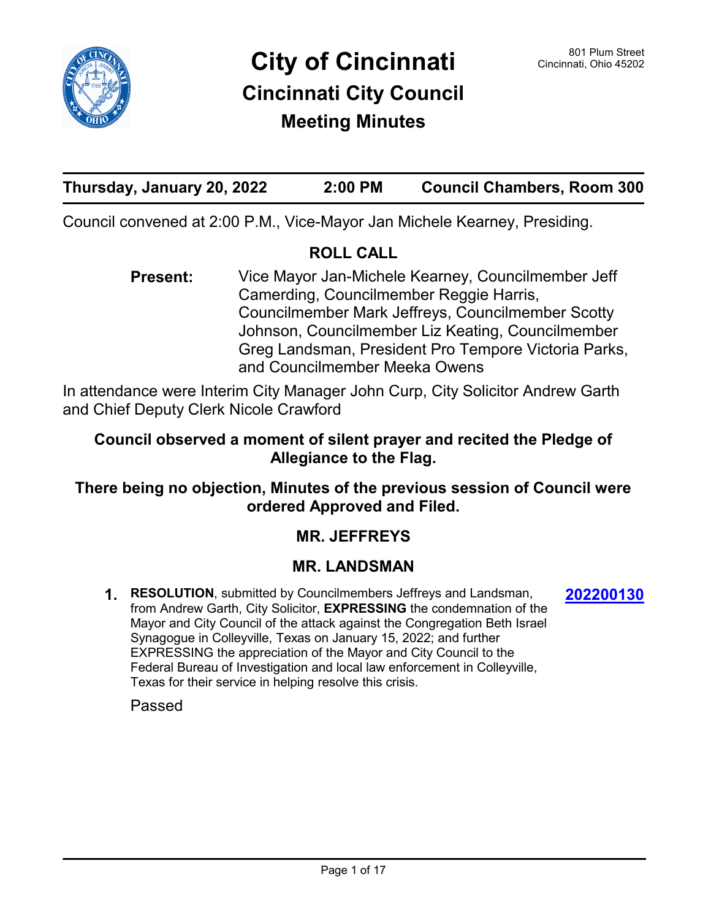# City of Cincinnati

801 Plum Street
Cincinnati, Ohio 45202

## Cincinnati City Council

## Meeting Minutes

| Thursday, January 20, 2022 | 2:00 PM | Council Chambers, Room 300 |
|---|---|---|

Council convened at 2:00 P.M., Vice-Mayor Jan Michele Kearney, Presiding.

### ROLL CALL

**Present:** Vice Mayor Jan-Michele Kearney, Councilmember Jeff Camerding, Councilmember Reggie Harris, Councilmember Mark Jeffreys, Councilmember Scotty Johnson, Councilmember Liz Keating, Councilmember Greg Landsman, President Pro Tempore Victoria Parks, and Councilmember Meeka Owens

In attendance were Interim City Manager John Curp, City Solicitor Andrew Garth and Chief Deputy Clerk Nicole Crawford

**Council observed a moment of silent prayer and recited the Pledge of Allegiance to the Flag.**

**There being no objection, Minutes of the previous session of Council were ordered Approved and Filed.**

### MR. JEFFREYS

### MR. LANDSMAN

1. **RESOLUTION**, submitted by Councilmembers Jeffreys and Landsman, from Andrew Garth, City Solicitor, **EXPRESSING** the condemnation of the Mayor and City Council of the attack against the Congregation Beth Israel Synagogue in Colleyville, Texas on January 15, 2022; and further EXPRESSING the appreciation of the Mayor and City Council to the Federal Bureau of Investigation and local law enforcement in Colleyville, Texas for their service in helping resolve this crisis. **202200130**

   Passed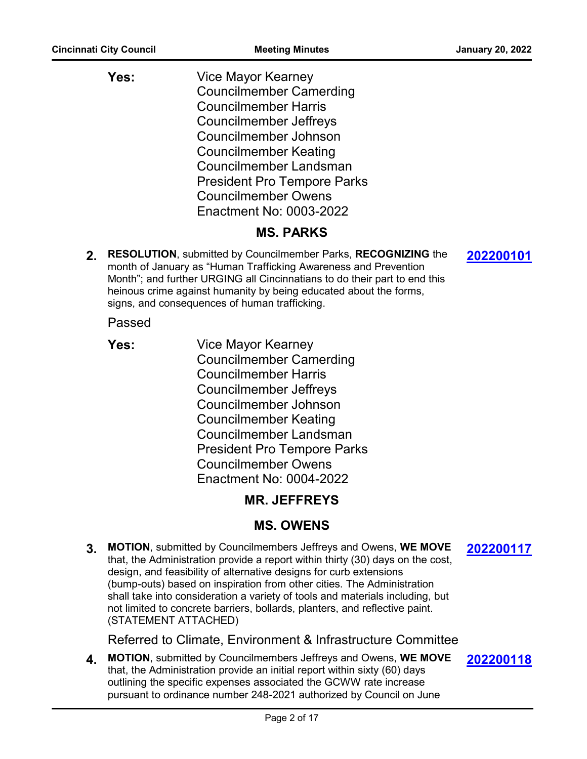**Yes:** Vice Mayor Kearney
Councilmember Camerding
Councilmember Harris
Councilmember Jeffreys
Councilmember Johnson
Councilmember Keating
Councilmember Landsman
President Pro Tempore Parks
Councilmember Owens
Enactment No: 0003-2022

## MS. PARKS

**2.** **RESOLUTION**, submitted by Councilmember Parks, **RECOGNIZING** the month of January as "Human Trafficking Awareness and Prevention Month"; and further URGING all Cincinnatians to do their part to end this heinous crime against humanity by being educated about the forms, signs, and consequences of human trafficking. **202200101**

Passed

**Yes:** Vice Mayor Kearney
Councilmember Camerding
Councilmember Harris
Councilmember Jeffreys
Councilmember Johnson
Councilmember Keating
Councilmember Landsman
President Pro Tempore Parks
Councilmember Owens
Enactment No: 0004-2022

## MR. JEFFREYS

## MS. OWENS

**3.** **MOTION**, submitted by Councilmembers Jeffreys and Owens, **WE MOVE** that, the Administration provide a report within thirty (30) days on the cost, design, and feasibility of alternative designs for curb extensions (bump-outs) based on inspiration from other cities. The Administration shall take into consideration a variety of tools and materials including, but not limited to concrete barriers, bollards, planters, and reflective paint. (STATEMENT ATTACHED) **202200117**

Referred to Climate, Environment & Infrastructure Committee

**4.** **MOTION**, submitted by Councilmembers Jeffreys and Owens, **WE MOVE** that, the Administration provide an initial report within sixty (60) days outlining the specific expenses associated the GCWW rate increase pursuant to ordinance number 248-2021 authorized by Council on June **202200118**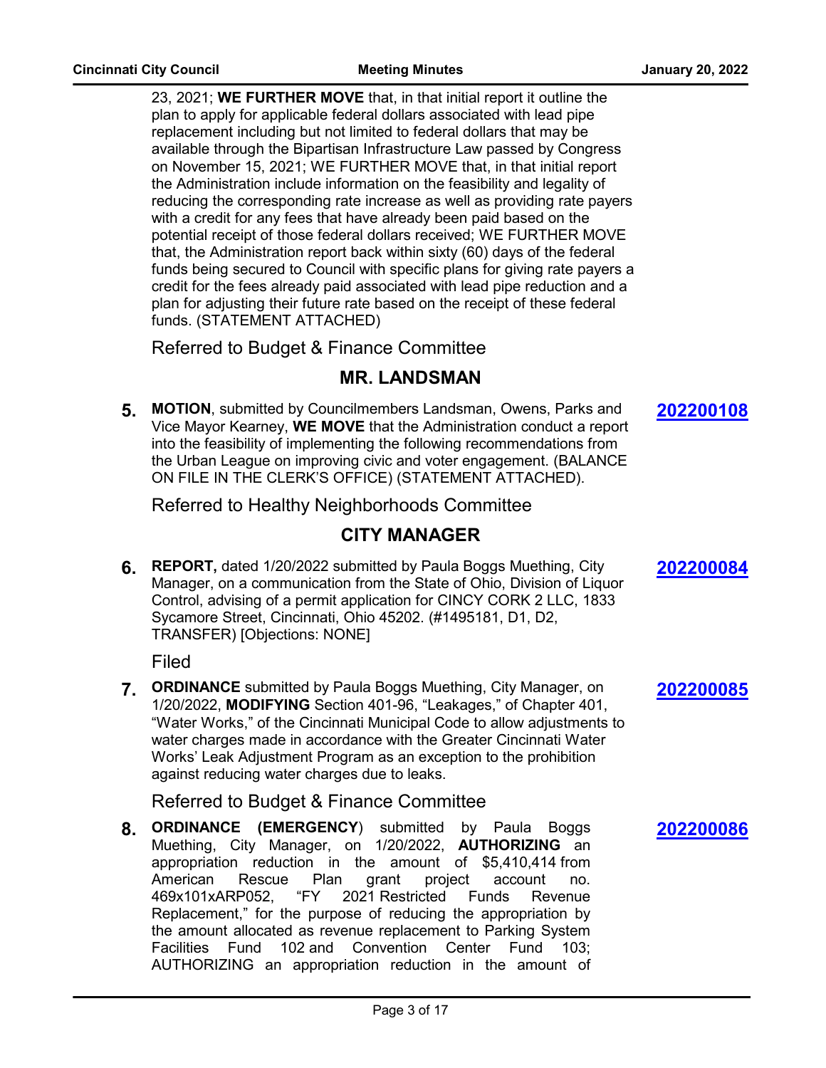23, 2021; **WE FURTHER MOVE** that, in that initial report it outline the plan to apply for applicable federal dollars associated with lead pipe replacement including but not limited to federal dollars that may be available through the Bipartisan Infrastructure Law passed by Congress on November 15, 2021; WE FURTHER MOVE that, in that initial report the Administration include information on the feasibility and legality of reducing the corresponding rate increase as well as providing rate payers with a credit for any fees that have already been paid based on the potential receipt of those federal dollars received; WE FURTHER MOVE that, the Administration report back within sixty (60) days of the federal funds being secured to Council with specific plans for giving rate payers a credit for the fees already paid associated with lead pipe reduction and a plan for adjusting their future rate based on the receipt of these federal funds. (STATEMENT ATTACHED)

Referred to Budget & Finance Committee

## MR. LANDSMAN

**5.** **MOTION**, submitted by Councilmembers Landsman, Owens, Parks and Vice Mayor Kearney, **WE MOVE** that the Administration conduct a report into the feasibility of implementing the following recommendations from the Urban League on improving civic and voter engagement. (BALANCE ON FILE IN THE CLERK'S OFFICE) (STATEMENT ATTACHED). **202200108**

Referred to Healthy Neighborhoods Committee

## CITY MANAGER

**6.** **REPORT,** dated 1/20/2022 submitted by Paula Boggs Muething, City Manager, on a communication from the State of Ohio, Division of Liquor Control, advising of a permit application for CINCY CORK 2 LLC, 1833 Sycamore Street, Cincinnati, Ohio 45202. (#1495181, D1, D2, TRANSFER) [Objections: NONE] **202200084**

Filed

**7.** **ORDINANCE** submitted by Paula Boggs Muething, City Manager, on 1/20/2022, **MODIFYING** Section 401-96, "Leakages," of Chapter 401, "Water Works," of the Cincinnati Municipal Code to allow adjustments to water charges made in accordance with the Greater Cincinnati Water Works' Leak Adjustment Program as an exception to the prohibition against reducing water charges due to leaks. **202200085**

Referred to Budget & Finance Committee

**8.** **ORDINANCE (EMERGENCY**) submitted by Paula Boggs Muething, City Manager, on 1/20/2022, **AUTHORIZING** an appropriation reduction in the amount of $5,410,414 from American Rescue Plan grant project account no. 469x101xARP052, "FY 2021 Restricted Funds Revenue Replacement," for the purpose of reducing the appropriation by the amount allocated as revenue replacement to Parking System Facilities Fund 102 and Convention Center Fund 103; AUTHORIZING an appropriation reduction in the amount of **202200086**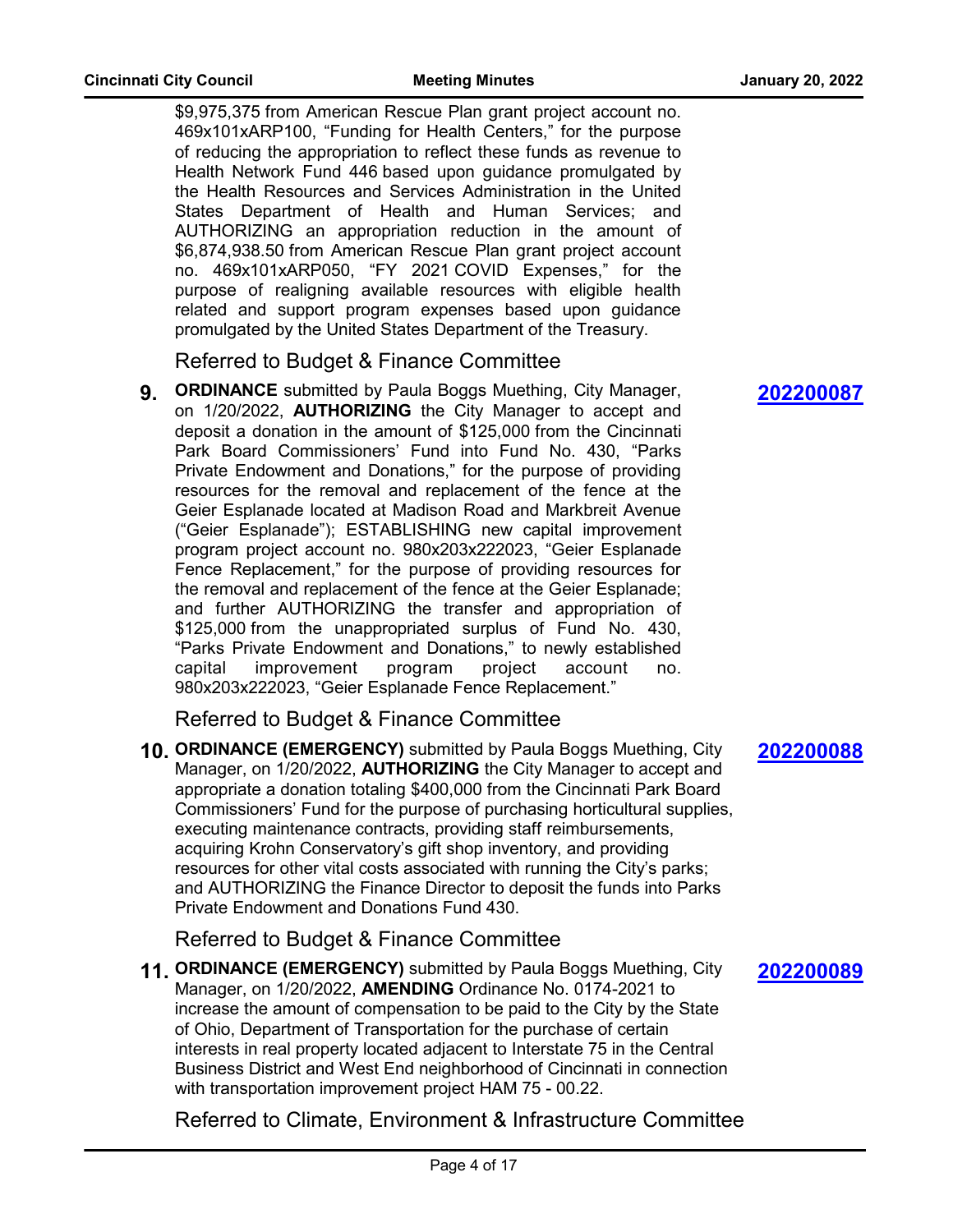$9,975,375 from American Rescue Plan grant project account no. 469x101xARP100, "Funding for Health Centers," for the purpose of reducing the appropriation to reflect these funds as revenue to Health Network Fund 446 based upon guidance promulgated by the Health Resources and Services Administration in the United States Department of Health and Human Services; and AUTHORIZING an appropriation reduction in the amount of $6,874,938.50 from American Rescue Plan grant project account no. 469x101xARP050, "FY 2021 COVID Expenses," for the purpose of realigning available resources with eligible health related and support program expenses based upon guidance promulgated by the United States Department of the Treasury.

Referred to Budget & Finance Committee

**9.** **ORDINANCE** submitted by Paula Boggs Muething, City Manager, on 1/20/2022, **AUTHORIZING** the City Manager to accept and deposit a donation in the amount of $125,000 from the Cincinnati Park Board Commissioners' Fund into Fund No. 430, "Parks Private Endowment and Donations," for the purpose of providing resources for the removal and replacement of the fence at the Geier Esplanade located at Madison Road and Markbreit Avenue ("Geier Esplanade"); ESTABLISHING new capital improvement program project account no. 980x203x222023, "Geier Esplanade Fence Replacement," for the purpose of providing resources for the removal and replacement of the fence at the Geier Esplanade; and further AUTHORIZING the transfer and appropriation of $125,000 from the unappropriated surplus of Fund No. 430, "Parks Private Endowment and Donations," to newly established capital improvement program project account no. 980x203x222023, "Geier Esplanade Fence Replacement."

**202200087**

Referred to Budget & Finance Committee

**10.** **ORDINANCE (EMERGENCY)** submitted by Paula Boggs Muething, City Manager, on 1/20/2022, **AUTHORIZING** the City Manager to accept and appropriate a donation totaling $400,000 from the Cincinnati Park Board Commissioners' Fund for the purpose of purchasing horticultural supplies, executing maintenance contracts, providing staff reimbursements, acquiring Krohn Conservatory's gift shop inventory, and providing resources for other vital costs associated with running the City's parks; and AUTHORIZING the Finance Director to deposit the funds into Parks Private Endowment and Donations Fund 430.

**202200088**

Referred to Budget & Finance Committee

**11.** **ORDINANCE (EMERGENCY)** submitted by Paula Boggs Muething, City Manager, on 1/20/2022, **AMENDING** Ordinance No. 0174-2021 to increase the amount of compensation to be paid to the City by the State of Ohio, Department of Transportation for the purchase of certain interests in real property located adjacent to Interstate 75 in the Central Business District and West End neighborhood of Cincinnati in connection with transportation improvement project HAM 75 - 00.22.

**202200089**

Referred to Climate, Environment & Infrastructure Committee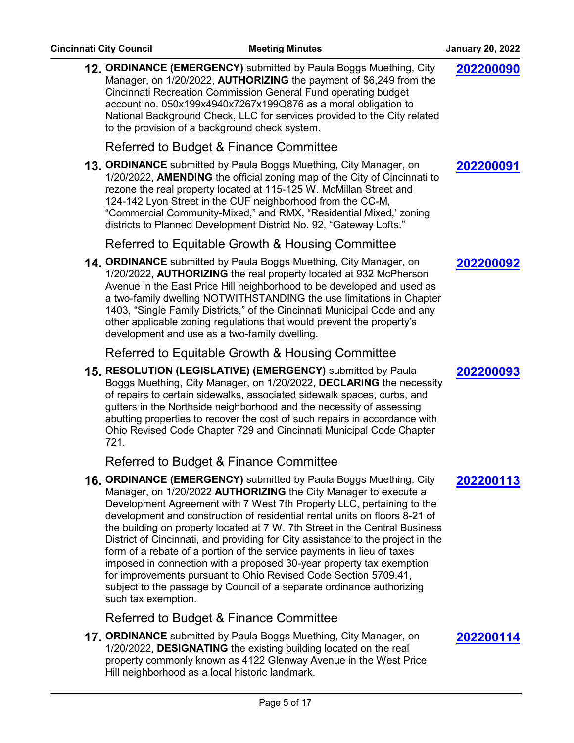**12.** **ORDINANCE (EMERGENCY)** submitted by Paula Boggs Muething, City Manager, on 1/20/2022, **AUTHORIZING** the payment of $6,249 from the Cincinnati Recreation Commission General Fund operating budget account no. 050x199x4940x7267x199Q876 as a moral obligation to National Background Check, LLC for services provided to the City related to the provision of a background check system.

**202200090**

Referred to Budget & Finance Committee

**13.** **ORDINANCE** submitted by Paula Boggs Muething, City Manager, on 1/20/2022, **AMENDING** the official zoning map of the City of Cincinnati to rezone the real property located at 115-125 W. McMillan Street and 124-142 Lyon Street in the CUF neighborhood from the CC-M, "Commercial Community-Mixed," and RMX, "Residential Mixed,' zoning districts to Planned Development District No. 92, "Gateway Lofts."

**202200091**

Referred to Equitable Growth & Housing Committee

**14.** **ORDINANCE** submitted by Paula Boggs Muething, City Manager, on 1/20/2022, **AUTHORIZING** the real property located at 932 McPherson Avenue in the East Price Hill neighborhood to be developed and used as a two-family dwelling NOTWITHSTANDING the use limitations in Chapter 1403, "Single Family Districts," of the Cincinnati Municipal Code and any other applicable zoning regulations that would prevent the property's development and use as a two-family dwelling.

**202200092**

Referred to Equitable Growth & Housing Committee

**15.** **RESOLUTION (LEGISLATIVE) (EMERGENCY)** submitted by Paula Boggs Muething, City Manager, on 1/20/2022, **DECLARING** the necessity of repairs to certain sidewalks, associated sidewalk spaces, curbs, and gutters in the Northside neighborhood and the necessity of assessing abutting properties to recover the cost of such repairs in accordance with Ohio Revised Code Chapter 729 and Cincinnati Municipal Code Chapter 721.

**202200093**

Referred to Budget & Finance Committee

**16.** **ORDINANCE (EMERGENCY)** submitted by Paula Boggs Muething, City Manager, on 1/20/2022 **AUTHORIZING** the City Manager to execute a Development Agreement with 7 West 7th Property LLC, pertaining to the development and construction of residential rental units on floors 8-21 of the building on property located at 7 W. 7th Street in the Central Business District of Cincinnati, and providing for City assistance to the project in the form of a rebate of a portion of the service payments in lieu of taxes imposed in connection with a proposed 30-year property tax exemption for improvements pursuant to Ohio Revised Code Section 5709.41, subject to the passage by Council of a separate ordinance authorizing such tax exemption.

**202200113**

Referred to Budget & Finance Committee

**17.** **ORDINANCE** submitted by Paula Boggs Muething, City Manager, on 1/20/2022, **DESIGNATING** the existing building located on the real property commonly known as 4122 Glenway Avenue in the West Price Hill neighborhood as a local historic landmark.

**202200114**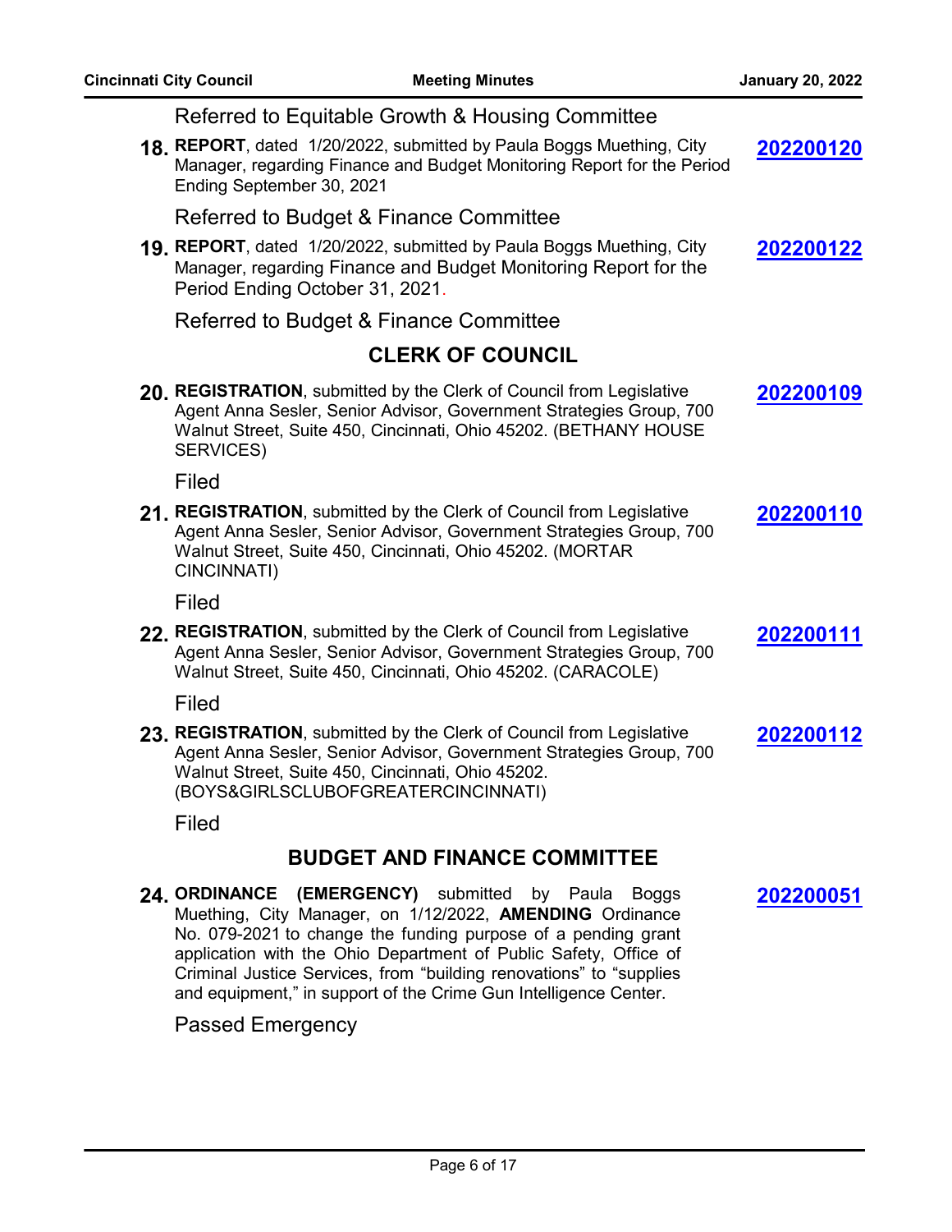Referred to Equitable Growth & Housing Committee

**18.** **REPORT**, dated 1/20/2022, submitted by Paula Boggs Muething, City Manager, regarding Finance and Budget Monitoring Report for the Period Ending September 30, 2021 — **202200120**

Referred to Budget & Finance Committee

**19.** **REPORT**, dated 1/20/2022, submitted by Paula Boggs Muething, City Manager, regarding Finance and Budget Monitoring Report for the Period Ending October 31, 2021. — **202200122**

Referred to Budget & Finance Committee

## CLERK OF COUNCIL

**20.** **REGISTRATION**, submitted by the Clerk of Council from Legislative Agent Anna Sesler, Senior Advisor, Government Strategies Group, 700 Walnut Street, Suite 450, Cincinnati, Ohio 45202. (BETHANY HOUSE SERVICES) — **202200109**

Filed

**21.** **REGISTRATION**, submitted by the Clerk of Council from Legislative Agent Anna Sesler, Senior Advisor, Government Strategies Group, 700 Walnut Street, Suite 450, Cincinnati, Ohio 45202. (MORTAR CINCINNATI) — **202200110**

Filed

**22.** **REGISTRATION**, submitted by the Clerk of Council from Legislative Agent Anna Sesler, Senior Advisor, Government Strategies Group, 700 Walnut Street, Suite 450, Cincinnati, Ohio 45202. (CARACOLE) — **202200111**

Filed

**23.** **REGISTRATION**, submitted by the Clerk of Council from Legislative Agent Anna Sesler, Senior Advisor, Government Strategies Group, 700 Walnut Street, Suite 450, Cincinnati, Ohio 45202. (BOYS&GIRLSCLUBOFGREATERCINCINNATI) — **202200112**

Filed

## BUDGET AND FINANCE COMMITTEE

**24.** **ORDINANCE (EMERGENCY)** submitted by Paula Boggs Muething, City Manager, on 1/12/2022, **AMENDING** Ordinance No. 079-2021 to change the funding purpose of a pending grant application with the Ohio Department of Public Safety, Office of Criminal Justice Services, from "building renovations" to "supplies and equipment," in support of the Crime Gun Intelligence Center. — **202200051**

Passed Emergency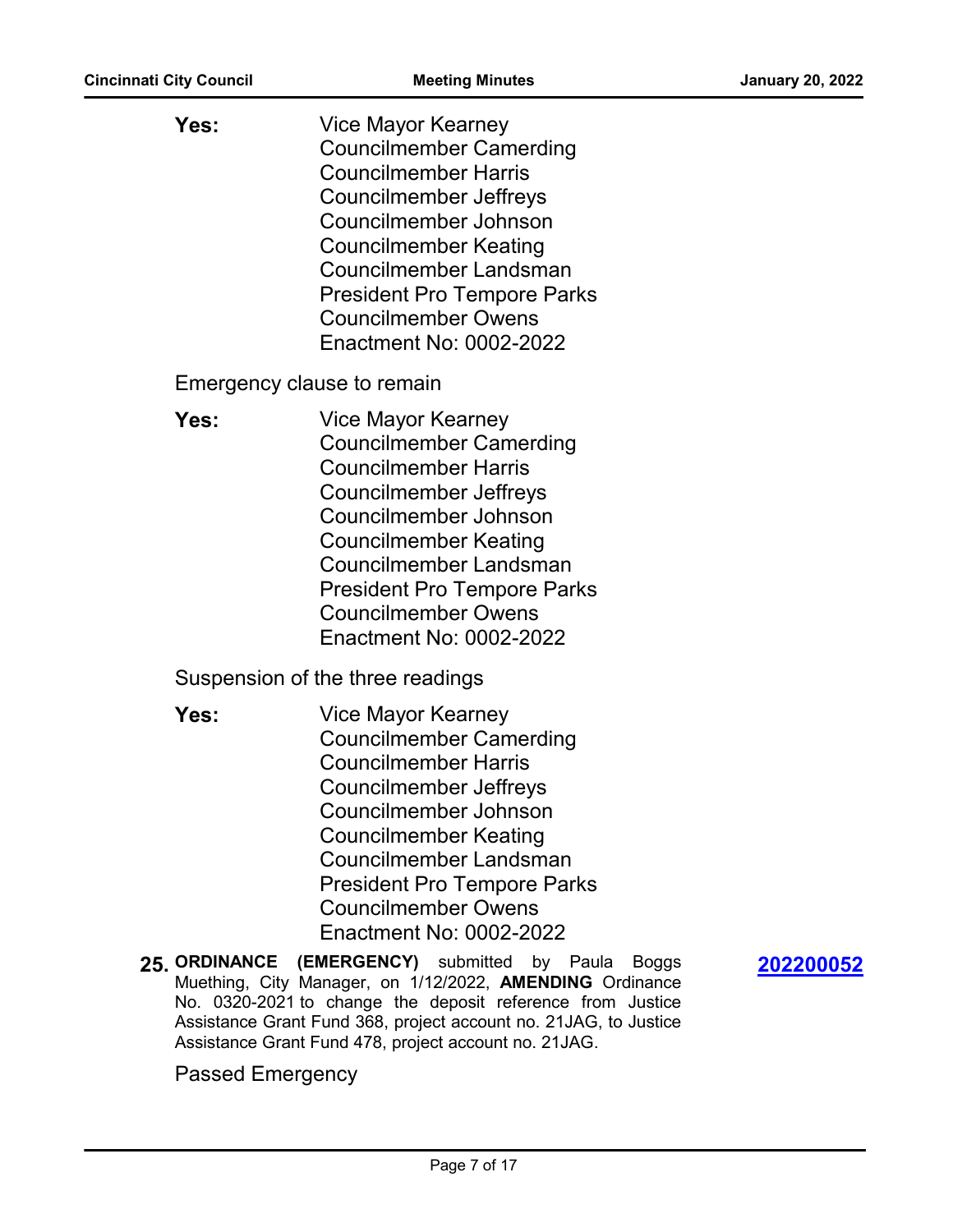**Yes:** Vice Mayor Kearney
Councilmember Camerding
Councilmember Harris
Councilmember Jeffreys
Councilmember Johnson
Councilmember Keating
Councilmember Landsman
President Pro Tempore Parks
Councilmember Owens
Enactment No: 0002-2022

Emergency clause to remain

**Yes:** Vice Mayor Kearney
Councilmember Camerding
Councilmember Harris
Councilmember Jeffreys
Councilmember Johnson
Councilmember Keating
Councilmember Landsman
President Pro Tempore Parks
Councilmember Owens
Enactment No: 0002-2022

Suspension of the three readings

**Yes:** Vice Mayor Kearney
Councilmember Camerding
Councilmember Harris
Councilmember Jeffreys
Councilmember Johnson
Councilmember Keating
Councilmember Landsman
President Pro Tempore Parks
Councilmember Owens
Enactment No: 0002-2022

**25. ORDINANCE (EMERGENCY)** submitted by Paula Boggs Muething, City Manager, on 1/12/2022, **AMENDING** Ordinance No. 0320-2021 to change the deposit reference from Justice Assistance Grant Fund 368, project account no. 21JAG, to Justice Assistance Grant Fund 478, project account no. 21JAG. **202200052**

Passed Emergency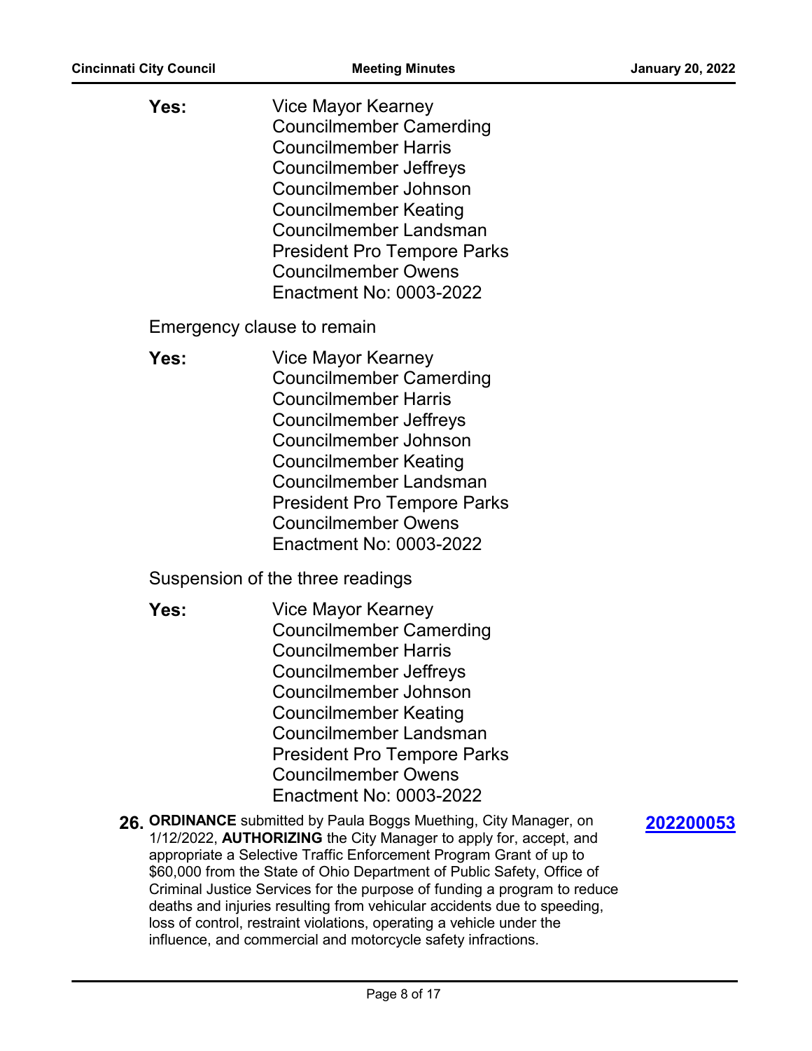**Yes:** Vice Mayor Kearney
Councilmember Camerding
Councilmember Harris
Councilmember Jeffreys
Councilmember Johnson
Councilmember Keating
Councilmember Landsman
President Pro Tempore Parks
Councilmember Owens
Enactment No: 0003-2022

Emergency clause to remain

**Yes:** Vice Mayor Kearney
Councilmember Camerding
Councilmember Harris
Councilmember Jeffreys
Councilmember Johnson
Councilmember Keating
Councilmember Landsman
President Pro Tempore Parks
Councilmember Owens
Enactment No: 0003-2022

Suspension of the three readings

**Yes:** Vice Mayor Kearney
Councilmember Camerding
Councilmember Harris
Councilmember Jeffreys
Councilmember Johnson
Councilmember Keating
Councilmember Landsman
President Pro Tempore Parks
Councilmember Owens
Enactment No: 0003-2022

**26. ORDINANCE** submitted by Paula Boggs Muething, City Manager, on 1/12/2022, **AUTHORIZING** the City Manager to apply for, accept, and appropriate a Selective Traffic Enforcement Program Grant of up to $60,000 from the State of Ohio Department of Public Safety, Office of Criminal Justice Services for the purpose of funding a program to reduce deaths and injuries resulting from vehicular accidents due to speeding, loss of control, restraint violations, operating a vehicle under the influence, and commercial and motorcycle safety infractions. **202200053**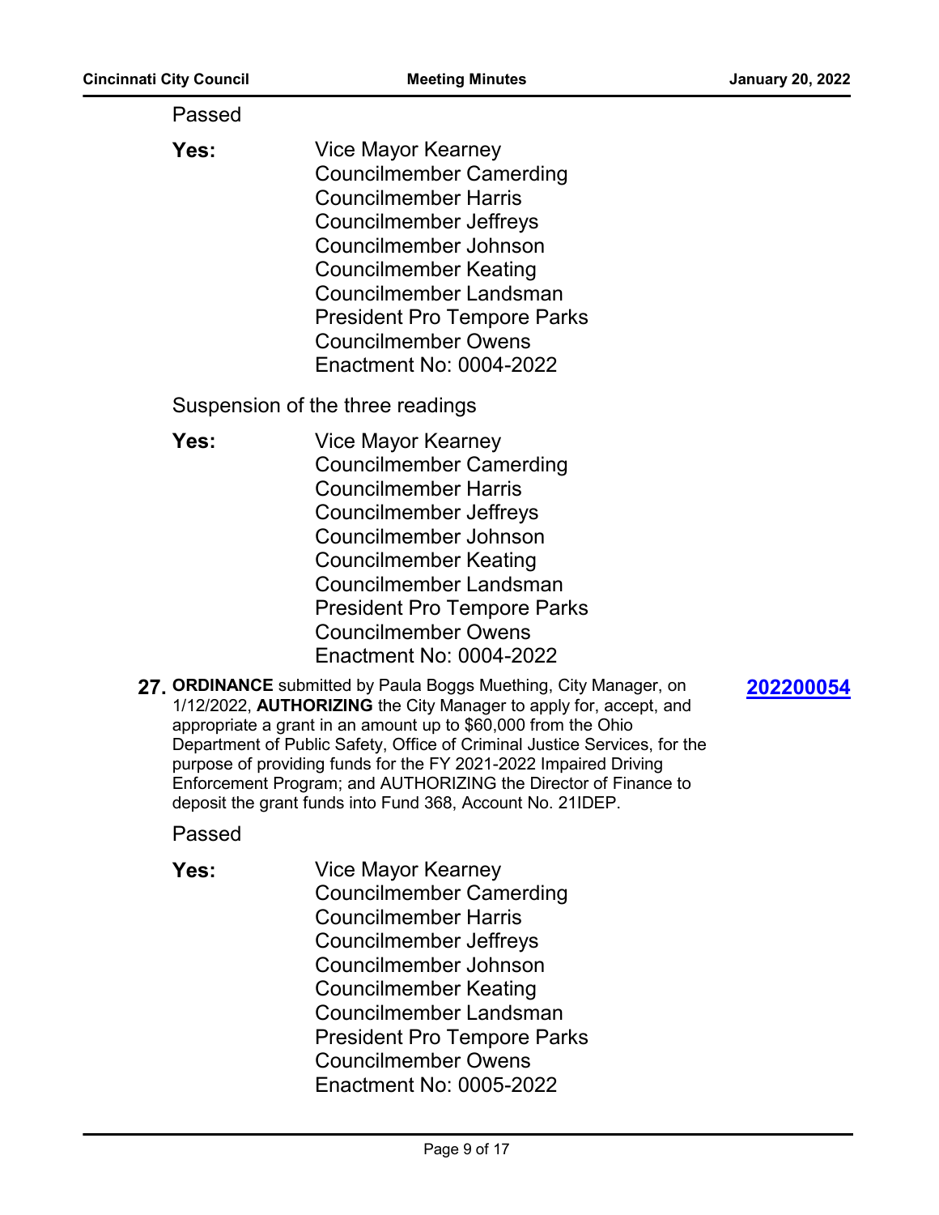Passed

**Yes:** Vice Mayor Kearney
Councilmember Camerding
Councilmember Harris
Councilmember Jeffreys
Councilmember Johnson
Councilmember Keating
Councilmember Landsman
President Pro Tempore Parks
Councilmember Owens
Enactment No: 0004-2022

Suspension of the three readings

**Yes:** Vice Mayor Kearney
Councilmember Camerding
Councilmember Harris
Councilmember Jeffreys
Councilmember Johnson
Councilmember Keating
Councilmember Landsman
President Pro Tempore Parks
Councilmember Owens
Enactment No: 0004-2022

**27.** **ORDINANCE** submitted by Paula Boggs Muething, City Manager, on 1/12/2022, **AUTHORIZING** the City Manager to apply for, accept, and appropriate a grant in an amount up to $60,000 from the Ohio Department of Public Safety, Office of Criminal Justice Services, for the purpose of providing funds for the FY 2021-2022 Impaired Driving Enforcement Program; and AUTHORIZING the Director of Finance to deposit the grant funds into Fund 368, Account No. 21IDEP. **202200054**

Passed

**Yes:** Vice Mayor Kearney
Councilmember Camerding
Councilmember Harris
Councilmember Jeffreys
Councilmember Johnson
Councilmember Keating
Councilmember Landsman
President Pro Tempore Parks
Councilmember Owens
Enactment No: 0005-2022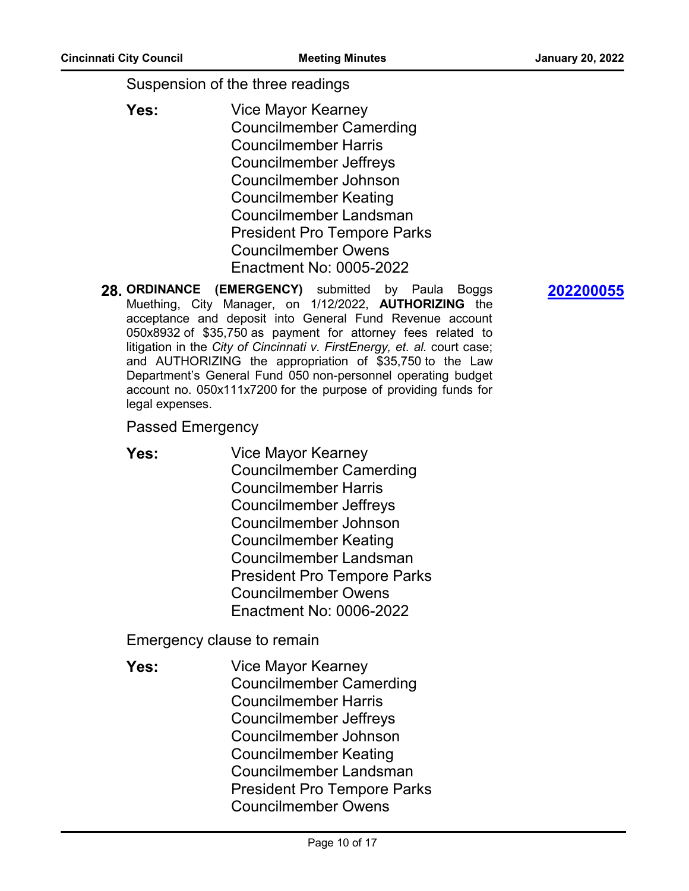Suspension of the three readings

**Yes:** Vice Mayor Kearney
Councilmember Camerding
Councilmember Harris
Councilmember Jeffreys
Councilmember Johnson
Councilmember Keating
Councilmember Landsman
President Pro Tempore Parks
Councilmember Owens
Enactment No: 0005-2022

**28.** **ORDINANCE (EMERGENCY)** submitted by Paula Boggs Muething, City Manager, on 1/12/2022, **AUTHORIZING** the acceptance and deposit into General Fund Revenue account 050x8932 of $35,750 as payment for attorney fees related to litigation in the *City of Cincinnati v. FirstEnergy, et. al.* court case; and AUTHORIZING the appropriation of $35,750 to the Law Department's General Fund 050 non-personnel operating budget account no. 050x111x7200 for the purpose of providing funds for legal expenses.

**[202200055]**

Passed Emergency

**Yes:** Vice Mayor Kearney
Councilmember Camerding
Councilmember Harris
Councilmember Jeffreys
Councilmember Johnson
Councilmember Keating
Councilmember Landsman
President Pro Tempore Parks
Councilmember Owens
Enactment No: 0006-2022

Emergency clause to remain

**Yes:** Vice Mayor Kearney
Councilmember Camerding
Councilmember Harris
Councilmember Jeffreys
Councilmember Johnson
Councilmember Keating
Councilmember Landsman
President Pro Tempore Parks
Councilmember Owens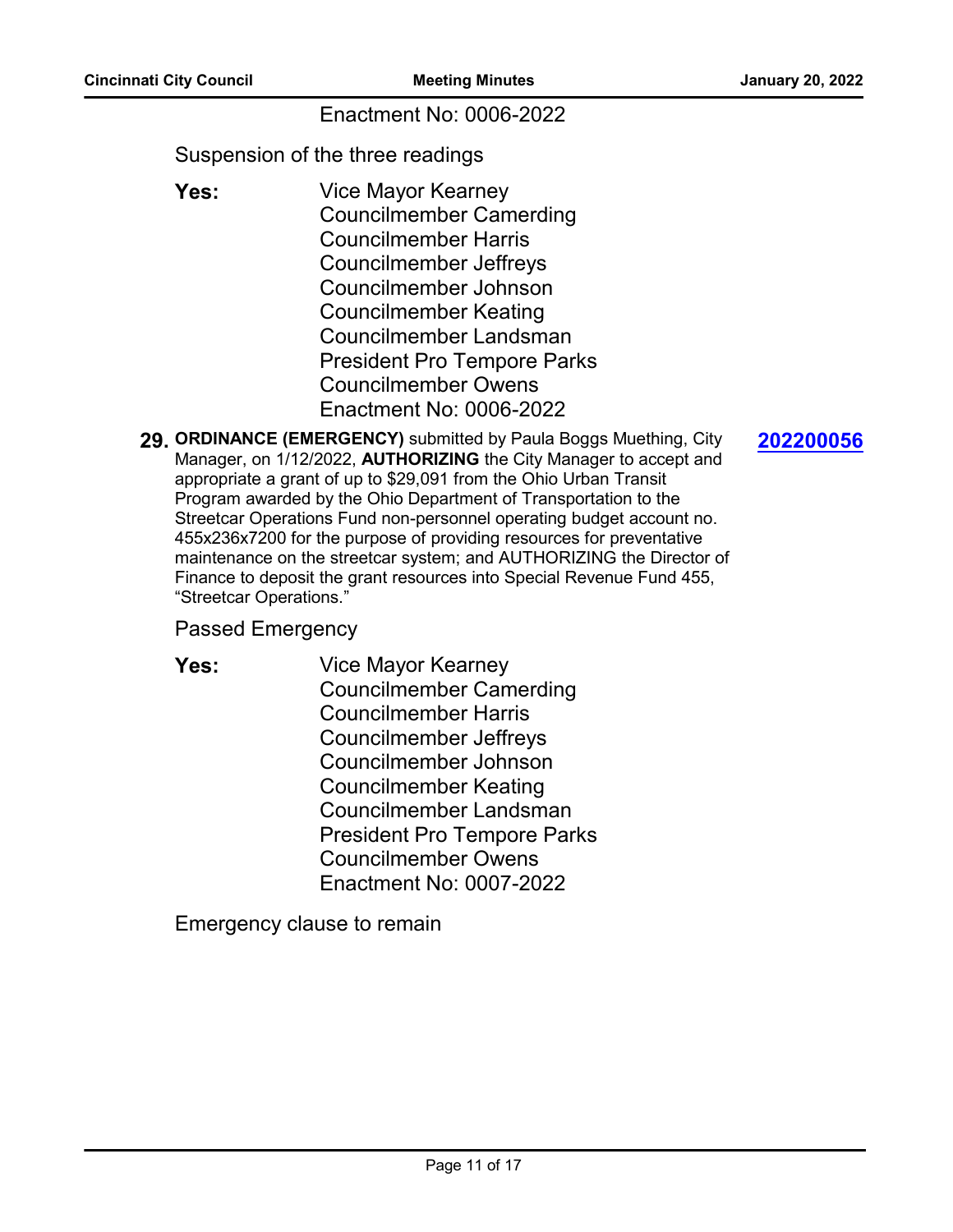Enactment No: 0006-2022

Suspension of the three readings

**Yes:** Vice Mayor Kearney
Councilmember Camerding
Councilmember Harris
Councilmember Jeffreys
Councilmember Johnson
Councilmember Keating
Councilmember Landsman
President Pro Tempore Parks
Councilmember Owens
Enactment No: 0006-2022

**29.** **ORDINANCE (EMERGENCY)** submitted by Paula Boggs Muething, City Manager, on 1/12/2022, **AUTHORIZING** the City Manager to accept and appropriate a grant of up to $29,091 from the Ohio Urban Transit Program awarded by the Ohio Department of Transportation to the Streetcar Operations Fund non-personnel operating budget account no. 455x236x7200 for the purpose of providing resources for preventative maintenance on the streetcar system; and AUTHORIZING the Director of Finance to deposit the grant resources into Special Revenue Fund 455, "Streetcar Operations." **202200056**

Passed Emergency

**Yes:** Vice Mayor Kearney
Councilmember Camerding
Councilmember Harris
Councilmember Jeffreys
Councilmember Johnson
Councilmember Keating
Councilmember Landsman
President Pro Tempore Parks
Councilmember Owens
Enactment No: 0007-2022

Emergency clause to remain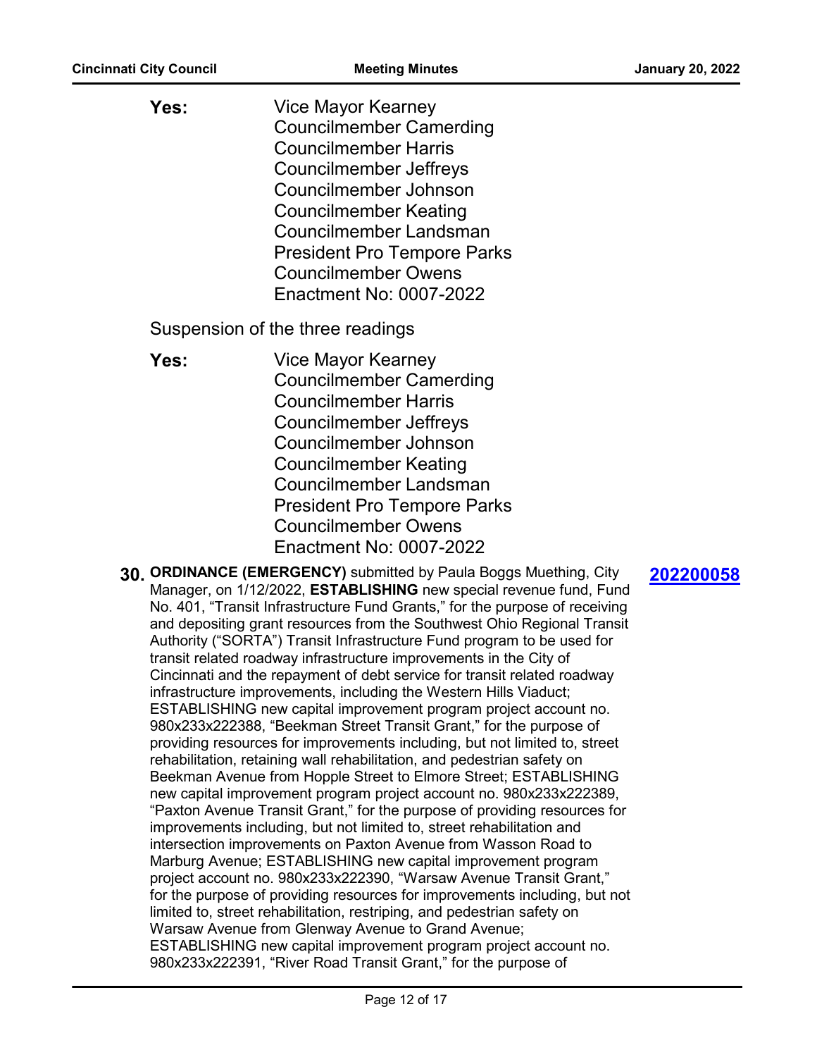**Yes:** Vice Mayor Kearney
Councilmember Camerding
Councilmember Harris
Councilmember Jeffreys
Councilmember Johnson
Councilmember Keating
Councilmember Landsman
President Pro Tempore Parks
Councilmember Owens
Enactment No: 0007-2022

Suspension of the three readings

**Yes:** Vice Mayor Kearney
Councilmember Camerding
Councilmember Harris
Councilmember Jeffreys
Councilmember Johnson
Councilmember Keating
Councilmember Landsman
President Pro Tempore Parks
Councilmember Owens
Enactment No: 0007-2022

**30.** **ORDINANCE (EMERGENCY)** submitted by Paula Boggs Muething, City Manager, on 1/12/2022, **ESTABLISHING** new special revenue fund, Fund No. 401, "Transit Infrastructure Fund Grants," for the purpose of receiving and depositing grant resources from the Southwest Ohio Regional Transit Authority ("SORTA") Transit Infrastructure Fund program to be used for transit related roadway infrastructure improvements in the City of Cincinnati and the repayment of debt service for transit related roadway infrastructure improvements, including the Western Hills Viaduct; ESTABLISHING new capital improvement program project account no. 980x233x222388, "Beekman Street Transit Grant," for the purpose of providing resources for improvements including, but not limited to, street rehabilitation, retaining wall rehabilitation, and pedestrian safety on Beekman Avenue from Hopple Street to Elmore Street; ESTABLISHING new capital improvement program project account no. 980x233x222389, "Paxton Avenue Transit Grant," for the purpose of providing resources for improvements including, but not limited to, street rehabilitation and intersection improvements on Paxton Avenue from Wasson Road to Marburg Avenue; ESTABLISHING new capital improvement program project account no. 980x233x222390, "Warsaw Avenue Transit Grant," for the purpose of providing resources for improvements including, but not limited to, street rehabilitation, restriping, and pedestrian safety on Warsaw Avenue from Glenway Avenue to Grand Avenue; ESTABLISHING new capital improvement program project account no. 980x233x222391, "River Road Transit Grant," for the purpose of **202200058**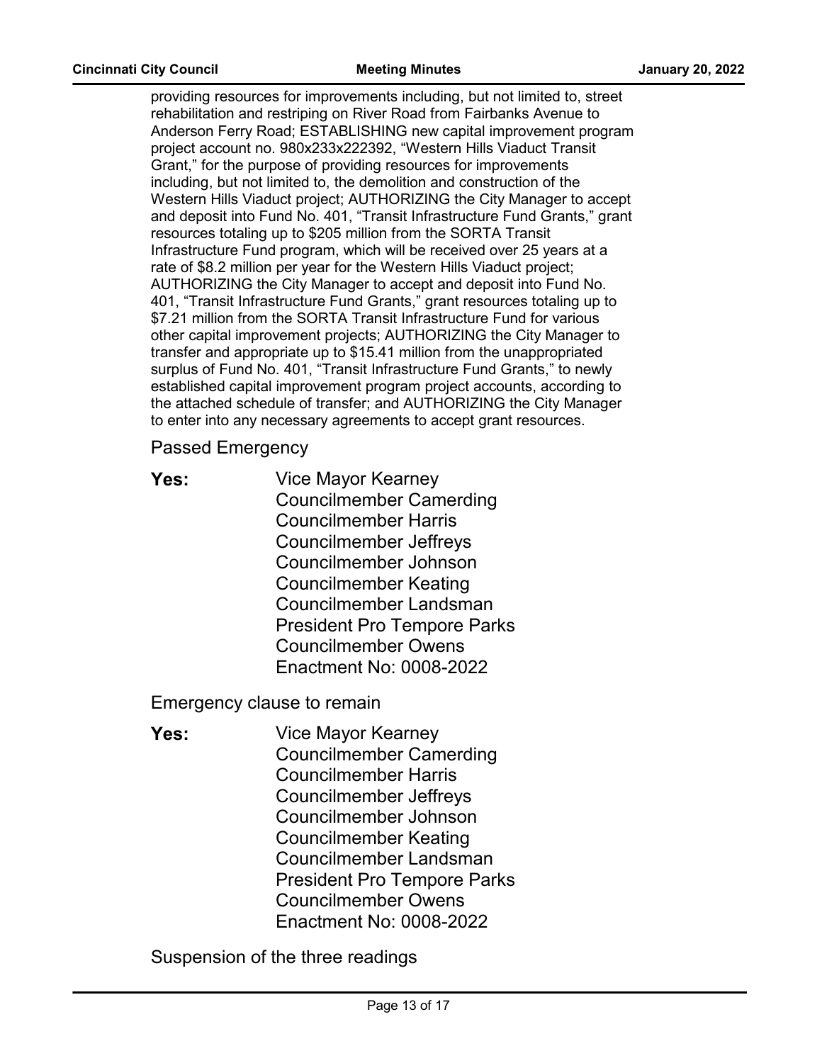providing resources for improvements including, but not limited to, street rehabilitation and restriping on River Road from Fairbanks Avenue to Anderson Ferry Road; ESTABLISHING new capital improvement program project account no. 980x233x222392, "Western Hills Viaduct Transit Grant," for the purpose of providing resources for improvements including, but not limited to, the demolition and construction of the Western Hills Viaduct project; AUTHORIZING the City Manager to accept and deposit into Fund No. 401, "Transit Infrastructure Fund Grants," grant resources totaling up to $205 million from the SORTA Transit Infrastructure Fund program, which will be received over 25 years at a rate of $8.2 million per year for the Western Hills Viaduct project; AUTHORIZING the City Manager to accept and deposit into Fund No. 401, "Transit Infrastructure Fund Grants," grant resources totaling up to $7.21 million from the SORTA Transit Infrastructure Fund for various other capital improvement projects; AUTHORIZING the City Manager to transfer and appropriate up to $15.41 million from the unappropriated surplus of Fund No. 401, "Transit Infrastructure Fund Grants," to newly established capital improvement program project accounts, according to the attached schedule of transfer; and AUTHORIZING the City Manager to enter into any necessary agreements to accept grant resources.

Passed Emergency

**Yes:** Vice Mayor Kearney
Councilmember Camerding
Councilmember Harris
Councilmember Jeffreys
Councilmember Johnson
Councilmember Keating
Councilmember Landsman
President Pro Tempore Parks
Councilmember Owens
Enactment No: 0008-2022

Emergency clause to remain

**Yes:** Vice Mayor Kearney
Councilmember Camerding
Councilmember Harris
Councilmember Jeffreys
Councilmember Johnson
Councilmember Keating
Councilmember Landsman
President Pro Tempore Parks
Councilmember Owens
Enactment No: 0008-2022

Suspension of the three readings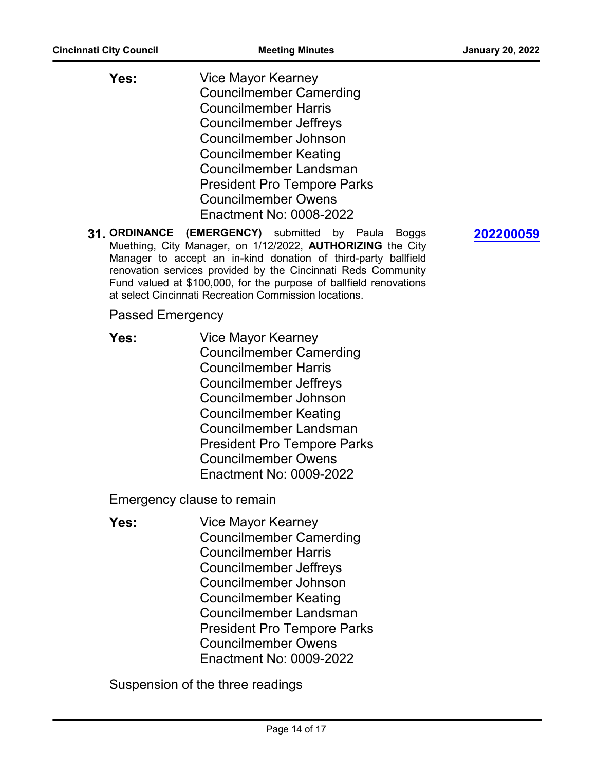**Yes:** Vice Mayor Kearney
Councilmember Camerding
Councilmember Harris
Councilmember Jeffreys
Councilmember Johnson
Councilmember Keating
Councilmember Landsman
President Pro Tempore Parks
Councilmember Owens
Enactment No: 0008-2022

**31.** **ORDINANCE (EMERGENCY)** submitted by Paula Boggs Muething, City Manager, on 1/12/2022, **AUTHORIZING** the City Manager to accept an in-kind donation of third-party ballfield renovation services provided by the Cincinnati Reds Community Fund valued at $100,000, for the purpose of ballfield renovations at select Cincinnati Recreation Commission locations. **202200059**

Passed Emergency

**Yes:** Vice Mayor Kearney
Councilmember Camerding
Councilmember Harris
Councilmember Jeffreys
Councilmember Johnson
Councilmember Keating
Councilmember Landsman
President Pro Tempore Parks
Councilmember Owens
Enactment No: 0009-2022

Emergency clause to remain

**Yes:** Vice Mayor Kearney
Councilmember Camerding
Councilmember Harris
Councilmember Jeffreys
Councilmember Johnson
Councilmember Keating
Councilmember Landsman
President Pro Tempore Parks
Councilmember Owens
Enactment No: 0009-2022

Suspension of the three readings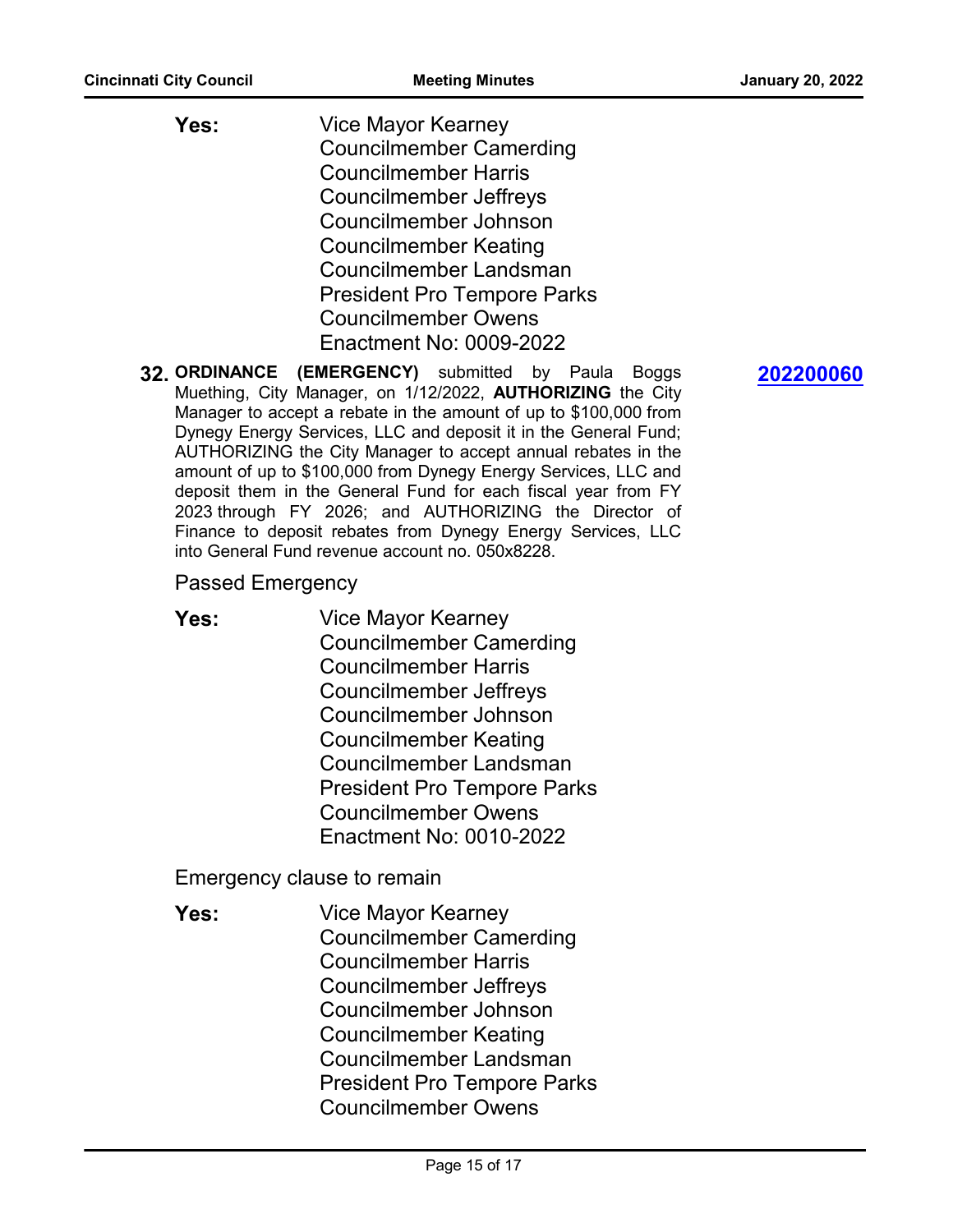**Yes:** Vice Mayor Kearney
Councilmember Camerding
Councilmember Harris
Councilmember Jeffreys
Councilmember Johnson
Councilmember Keating
Councilmember Landsman
President Pro Tempore Parks
Councilmember Owens
Enactment No: 0009-2022

**32. ORDINANCE (EMERGENCY)** submitted by Paula Boggs Muething, City Manager, on 1/12/2022, **AUTHORIZING** the City Manager to accept a rebate in the amount of up to $100,000 from Dynegy Energy Services, LLC and deposit it in the General Fund; AUTHORIZING the City Manager to accept annual rebates in the amount of up to $100,000 from Dynegy Energy Services, LLC and deposit them in the General Fund for each fiscal year from FY 2023 through FY 2026; and AUTHORIZING the Director of Finance to deposit rebates from Dynegy Energy Services, LLC into General Fund revenue account no. 050x8228.

**202200060**

Passed Emergency

**Yes:** Vice Mayor Kearney
Councilmember Camerding
Councilmember Harris
Councilmember Jeffreys
Councilmember Johnson
Councilmember Keating
Councilmember Landsman
President Pro Tempore Parks
Councilmember Owens
Enactment No: 0010-2022

Emergency clause to remain

**Yes:** Vice Mayor Kearney
Councilmember Camerding
Councilmember Harris
Councilmember Jeffreys
Councilmember Johnson
Councilmember Keating
Councilmember Landsman
President Pro Tempore Parks
Councilmember Owens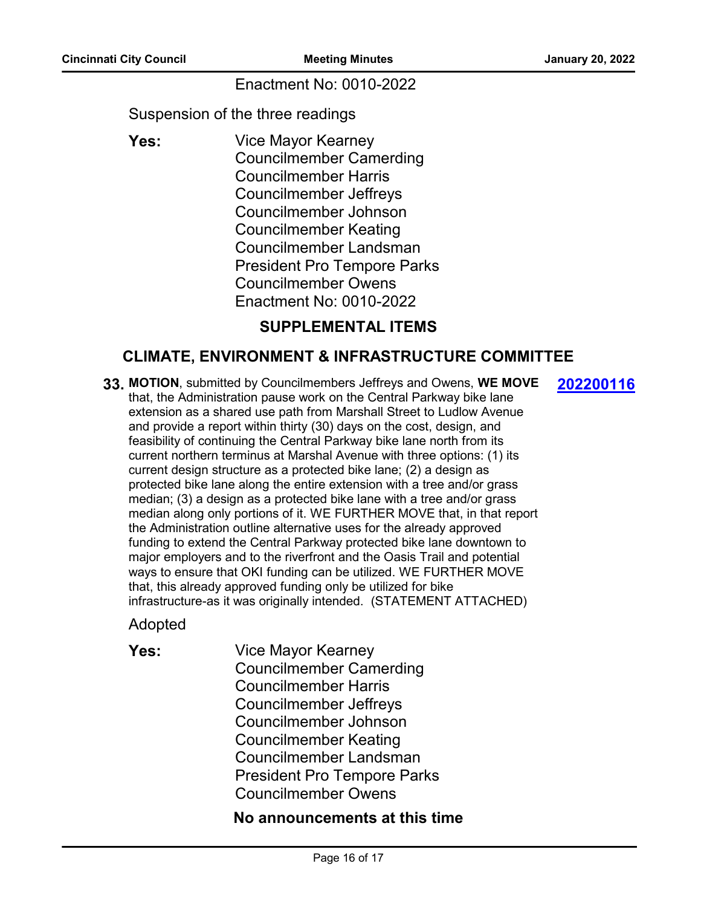Enactment No: 0010-2022

Suspension of the three readings

**Yes:** Vice Mayor Kearney
Councilmember Camerding
Councilmember Harris
Councilmember Jeffreys
Councilmember Johnson
Councilmember Keating
Councilmember Landsman
President Pro Tempore Parks
Councilmember Owens
Enactment No: 0010-2022

## SUPPLEMENTAL ITEMS

## CLIMATE, ENVIRONMENT & INFRASTRUCTURE COMMITTEE

**33.** **MOTION**, submitted by Councilmembers Jeffreys and Owens, **WE MOVE** that, the Administration pause work on the Central Parkway bike lane extension as a shared use path from Marshall Street to Ludlow Avenue and provide a report within thirty (30) days on the cost, design, and feasibility of continuing the Central Parkway bike lane north from its current northern terminus at Marshal Avenue with three options: (1) its current design structure as a protected bike lane; (2) a design as protected bike lane along the entire extension with a tree and/or grass median; (3) a design as a protected bike lane with a tree and/or grass median along only portions of it. WE FURTHER MOVE that, in that report the Administration outline alternative uses for the already approved funding to extend the Central Parkway protected bike lane downtown to major employers and to the riverfront and the Oasis Trail and potential ways to ensure that OKI funding can be utilized. WE FURTHER MOVE that, this already approved funding only be utilized for bike infrastructure-as it was originally intended. (STATEMENT ATTACHED) **202200116**

Adopted

**Yes:** Vice Mayor Kearney
Councilmember Camerding
Councilmember Harris
Councilmember Jeffreys
Councilmember Johnson
Councilmember Keating
Councilmember Landsman
President Pro Tempore Parks
Councilmember Owens

**No announcements at this time**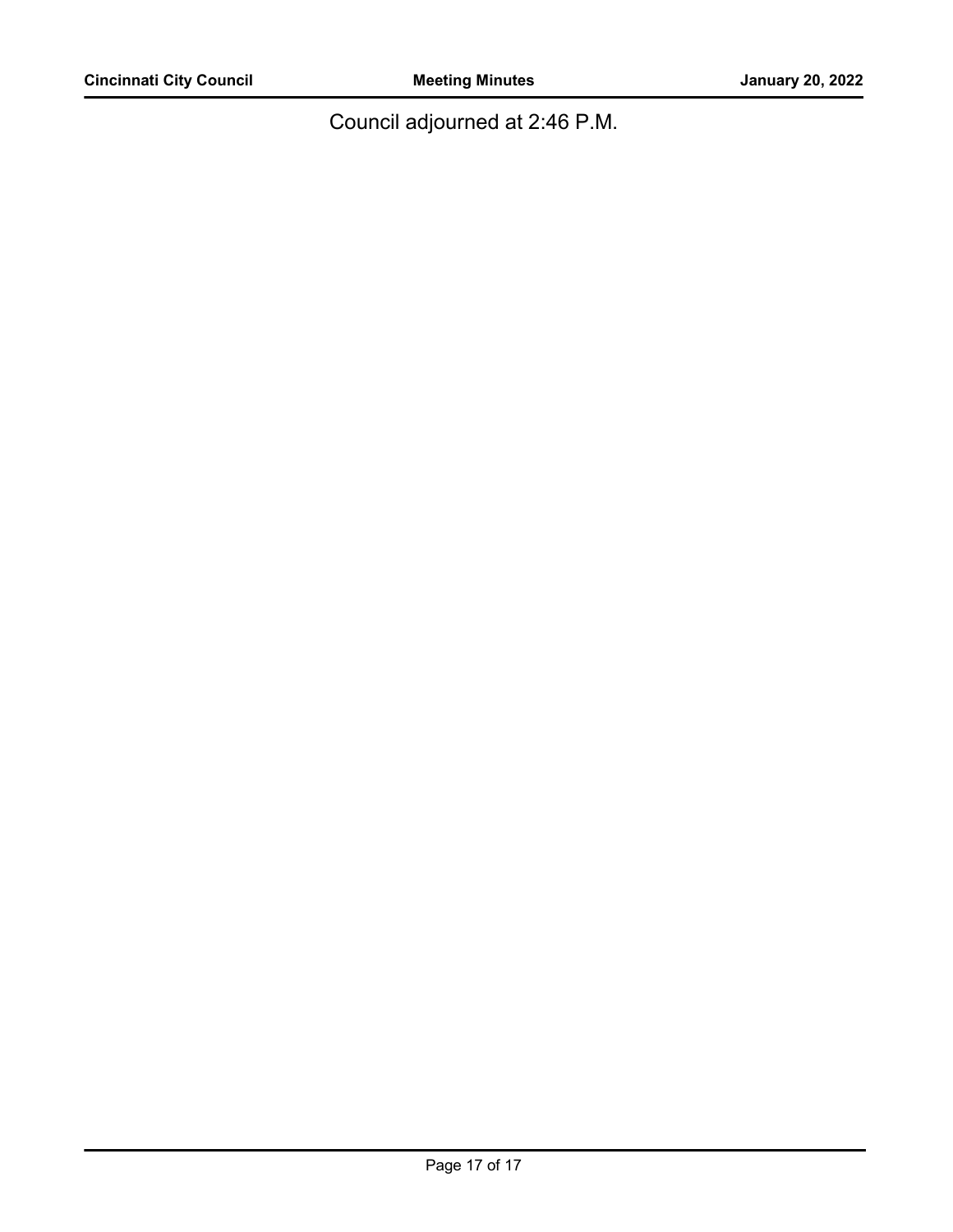Council adjourned at 2:46 P.M.